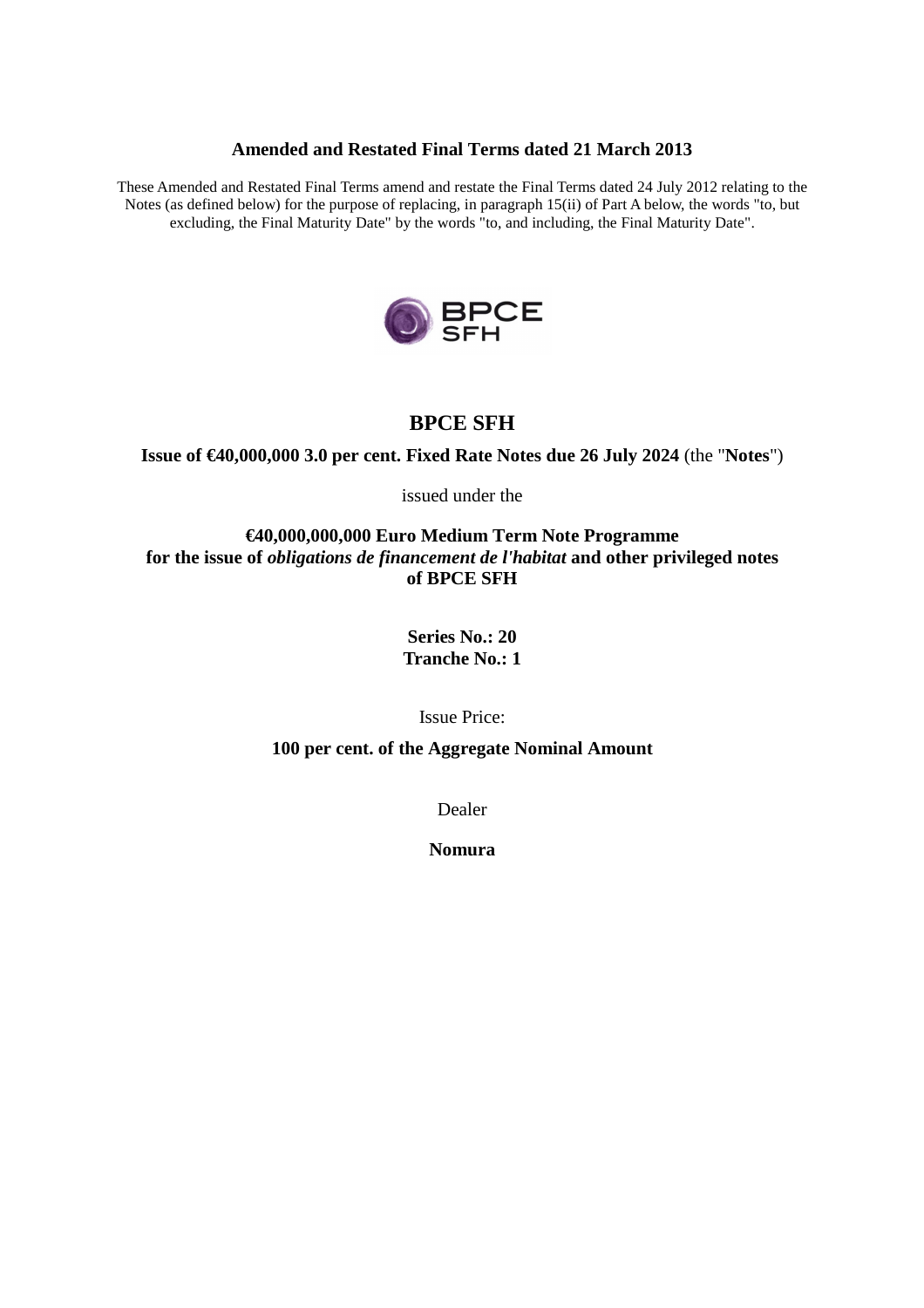**Amended and Restated Final Terms dated 21 March 2013**

These Amended and Restated Final Terms amend and restate the Final Terms dated 24 July 2012 relating to the Notes (as defined below) for the purpose of replacing, in paragraph 15(ii) of Part A below, the words "to, but excluding, the Final Maturity Date" by the words "to, and including, the Final Maturity Date".

# BPCE SFH

**Issue of €40,000,000 3.0 per cent. Fixed Rate Notes due 26 July 2024** (the "**Notes**")

issued under the

**€40,000,000,000 Euro Medium Term Note Programme for the issue of *obligations de financement de l'habitat* and other privileged notes of BPCE SFH**

**Series No.: 20**
**Tranche No.: 1**

Issue Price:

**100 per cent. of the Aggregate Nominal Amount**

Dealer

**Nomura**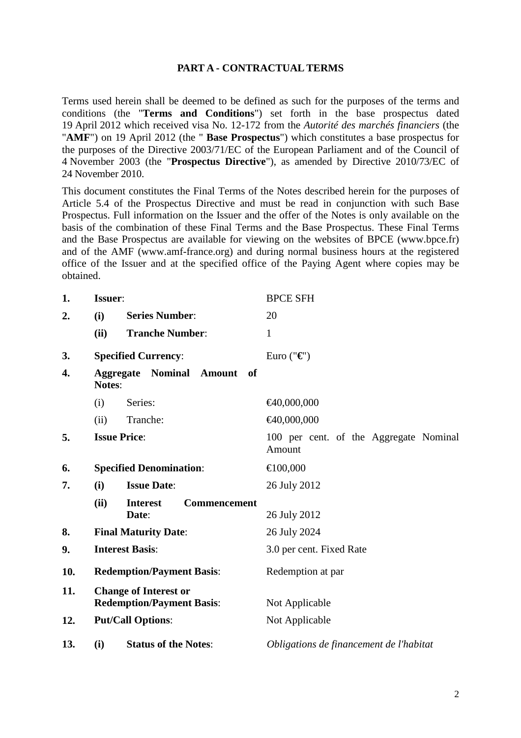# PART A - CONTRACTUAL TERMS

Terms used herein shall be deemed to be defined as such for the purposes of the terms and conditions (the "**Terms and Conditions**") set forth in the base prospectus dated 19 April 2012 which received visa No. 12-172 from the *Autorité des marchés financiers* (the "**AMF**") on 19 April 2012 (the " **Base Prospectus**") which constitutes a base prospectus for the purposes of the Directive 2003/71/EC of the European Parliament and of the Council of 4 November 2003 (the "**Prospectus Directive**"), as amended by Directive 2010/73/EC of 24 November 2010.

This document constitutes the Final Terms of the Notes described herein for the purposes of Article 5.4 of the Prospectus Directive and must be read in conjunction with such Base Prospectus. Full information on the Issuer and the offer of the Notes is only available on the basis of the combination of these Final Terms and the Base Prospectus. These Final Terms and the Base Prospectus are available for viewing on the websites of BPCE (www.bpce.fr) and of the AMF (www.amf-france.org) and during normal business hours at the registered office of the Issuer and at the specified office of the Paying Agent where copies may be obtained.

| | | | |
|---|---|---|---|
| **1.** | **Issuer**: | | BPCE SFH |
| **2.** | **(i)** | **Series Number**: | 20 |
| | **(ii)** | **Tranche Number**: | 1 |
| **3.** | **Specified Currency**: | | Euro ("**€**") |
| **4.** | **Aggregate Nominal Amount of Notes**: | | |
| | (i) | Series: | €40,000,000 |
| | (ii) | Tranche: | €40,000,000 |
| **5.** | **Issue Price**: | | 100 per cent. of the Aggregate Nominal Amount |
| **6.** | **Specified Denomination**: | | €100,000 |
| **7.** | **(i)** | **Issue Date**: | 26 July 2012 |
| | **(ii)** | **Interest Commencement Date**: | 26 July 2012 |
| **8.** | **Final Maturity Date**: | | 26 July 2024 |
| **9.** | **Interest Basis**: | | 3.0 per cent. Fixed Rate |
| **10.** | **Redemption/Payment Basis**: | | Redemption at par |
| **11.** | **Change of Interest or Redemption/Payment Basis**: | | Not Applicable |
| **12.** | **Put/Call Options**: | | Not Applicable |
| **13.** | **(i)** | **Status of the Notes**: | *Obligations de financement de l'habitat* |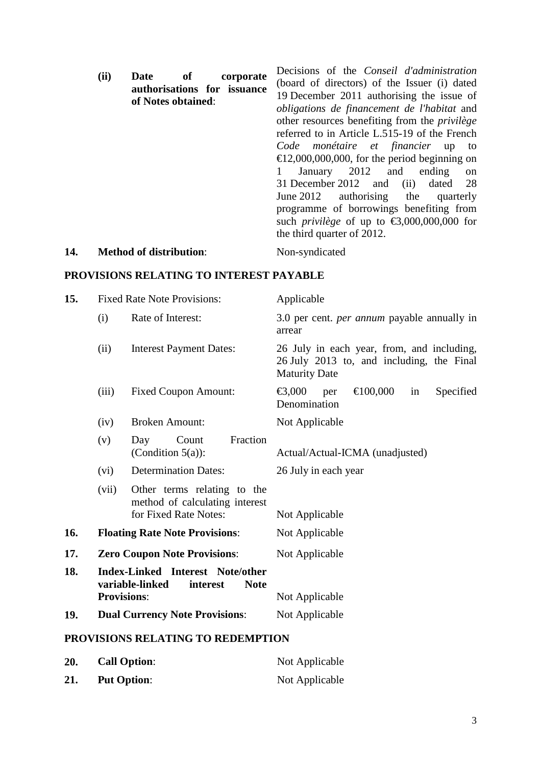| | | | |
|---|---|---|---|
| | **(ii)** | **Date of corporate authorisations for issuance of Notes obtained**: | Decisions of the *Conseil d'administration* (board of directors) of the Issuer (i) dated 19 December 2011 authorising the issue of *obligations de financement de l'habitat* and other resources benefiting from the *privilège* referred to in Article L.515-19 of the French *Code monétaire et financier* up to €12,000,000,000, for the period beginning on 1 January 2012 and ending on 31 December 2012 and (ii) dated 28 June 2012 authorising the quarterly programme of borrowings benefiting from such *privilège* of up to €3,000,000,000 for the third quarter of 2012. |
| **14.** | **Method of distribution**: | | Non-syndicated |

## PROVISIONS RELATING TO INTEREST PAYABLE

| | | | |
|---|---|---|---|
| **15.** | Fixed Rate Note Provisions: | | Applicable |
| | (i) | Rate of Interest: | 3.0 per cent. *per annum* payable annually in arrear |
| | (ii) | Interest Payment Dates: | 26 July in each year, from, and including, 26 July 2013 to, and including, the Final Maturity Date |
| | (iii) | Fixed Coupon Amount: | €3,000 per €100,000 in Specified Denomination |
| | (iv) | Broken Amount: | Not Applicable |
| | (v) | Day Count Fraction (Condition 5(a)): | Actual/Actual-ICMA (unadjusted) |
| | (vi) | Determination Dates: | 26 July in each year |
| | (vii) | Other terms relating to the method of calculating interest for Fixed Rate Notes: | Not Applicable |
| **16.** | **Floating Rate Note Provisions**: | | Not Applicable |
| **17.** | **Zero Coupon Note Provisions**: | | Not Applicable |
| **18.** | **Index-Linked Interest Note/other variable-linked interest Note Provisions**: | | Not Applicable |
| **19.** | **Dual Currency Note Provisions**: | | Not Applicable |

## PROVISIONS RELATING TO REDEMPTION

| | | |
|---|---|---|
| **20.** | **Call Option**: | Not Applicable |
| **21.** | **Put Option**: | Not Applicable |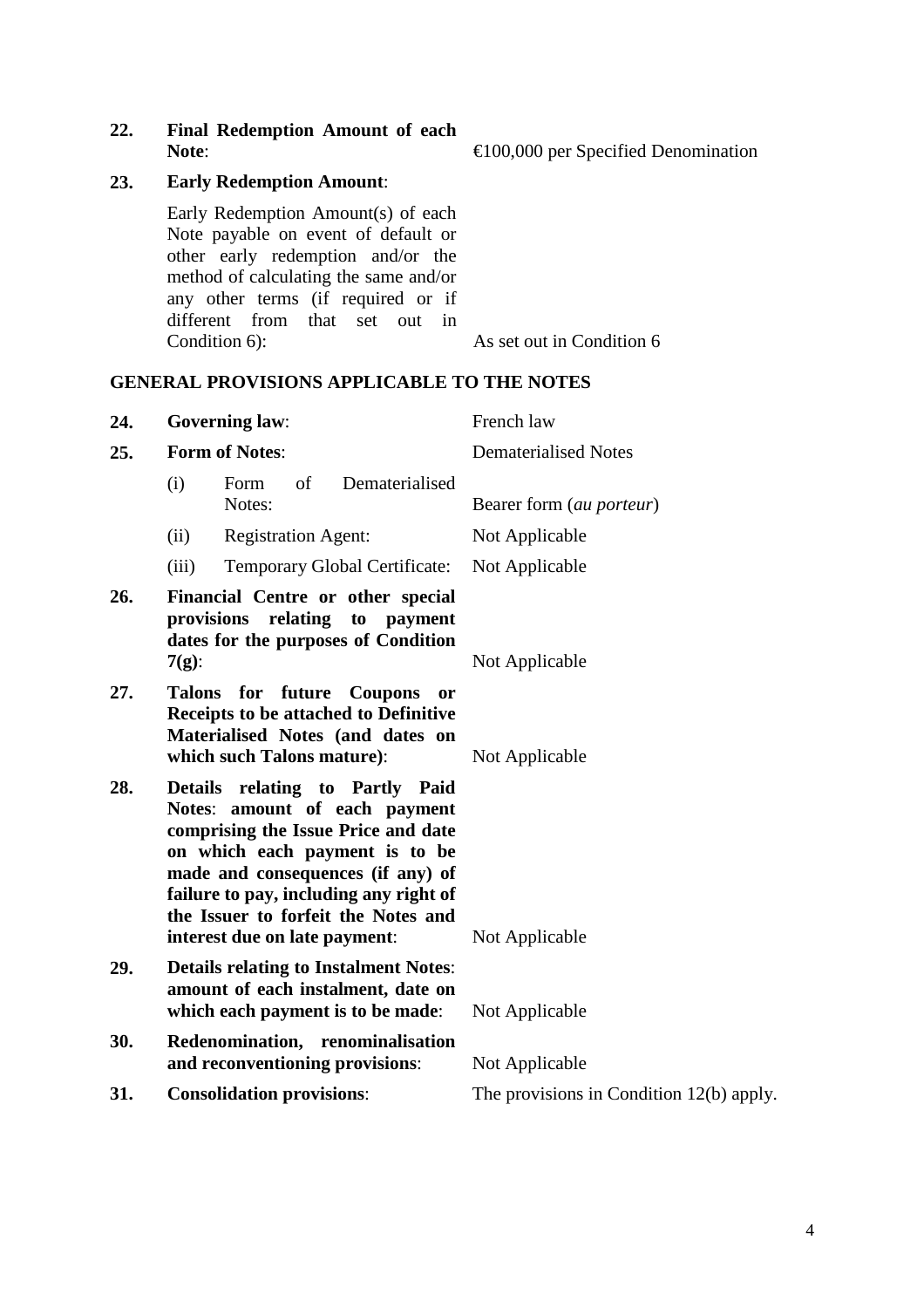| | | |
|---|---|---|
| **22.** | **Final Redemption Amount of each Note**: | €100,000 per Specified Denomination |
| **23.** | **Early Redemption Amount**: | |
| | Early Redemption Amount(s) of each Note payable on event of default or other early redemption and/or the method of calculating the same and/or any other terms (if required or if different from that set out in Condition 6): | As set out in Condition 6 |

**GENERAL PROVISIONS APPLICABLE TO THE NOTES**

| | | |
|---|---|---|
| **24.** | **Governing law**: | French law |
| **25.** | **Form of Notes**: | Dematerialised Notes |
| | (i) Form of Dematerialised Notes: | Bearer form (*au porteur*) |
| | (ii) Registration Agent: | Not Applicable |
| | (iii) Temporary Global Certificate: | Not Applicable |
| **26.** | **Financial Centre or other special provisions relating to payment dates for the purposes of Condition 7(g)**: | Not Applicable |
| **27.** | **Talons for future Coupons or Receipts to be attached to Definitive Materialised Notes (and dates on which such Talons mature)**: | Not Applicable |
| **28.** | **Details relating to Partly Paid Notes**: **amount of each payment comprising the Issue Price and date on which each payment is to be made and consequences (if any) of failure to pay, including any right of the Issuer to forfeit the Notes and interest due on late payment**: | Not Applicable |
| **29.** | **Details relating to Instalment Notes**: **amount of each instalment, date on which each payment is to be made**: | Not Applicable |
| **30.** | **Redenomination, renominalisation and reconventioning provisions**: | Not Applicable |
| **31.** | **Consolidation provisions**: | The provisions in Condition 12(b) apply. |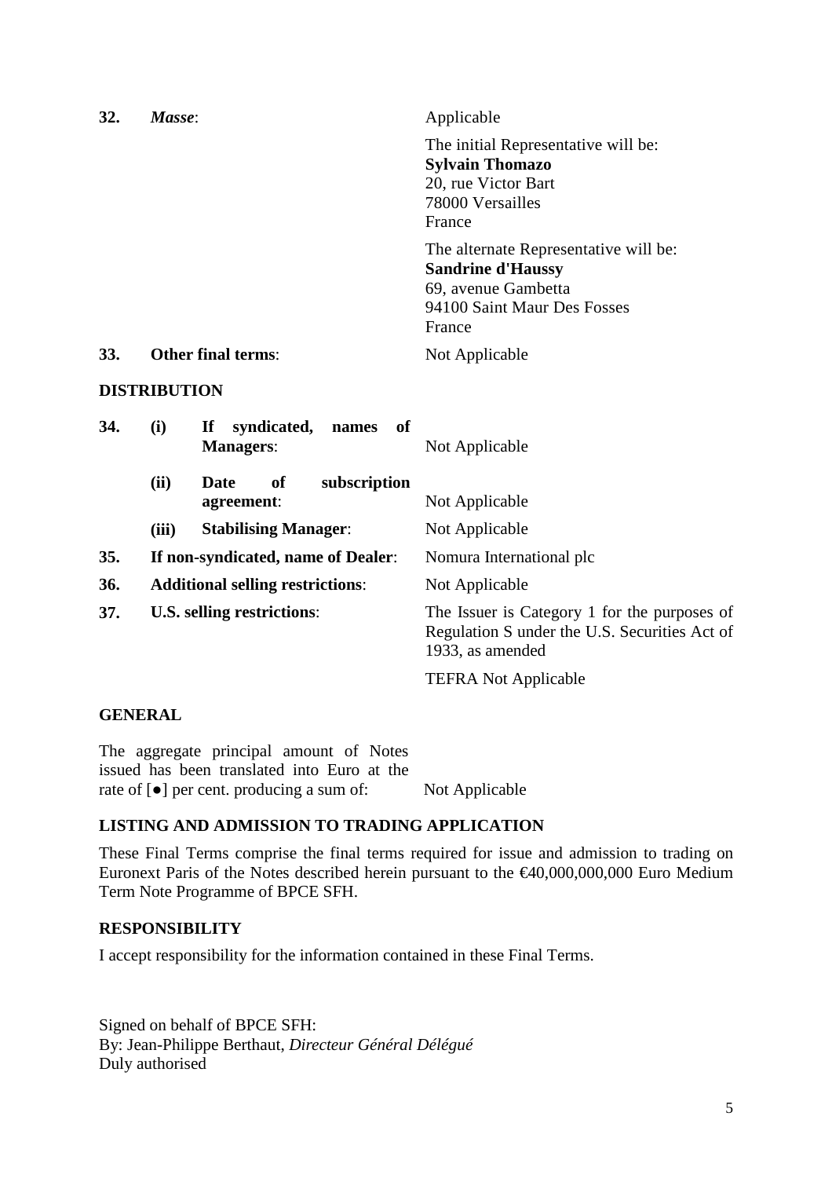| | | |
|---|---|---|
| **32.** | ***Masse***: | Applicable<br><br>The initial Representative will be:<br>**Sylvain Thomazo**<br>20, rue Victor Bart<br>78000 Versailles<br>France<br><br>The alternate Representative will be:<br>**Sandrine d'Haussy**<br>69, avenue Gambetta<br>94100 Saint Maur Des Fosses<br>France |
| **33.** | **Other final terms**: | Not Applicable |

## DISTRIBUTION

| | | | |
|---|---|---|---|
| **34.** | **(i)** | **If syndicated, names of Managers**: | Not Applicable |
| | **(ii)** | **Date of subscription agreement**: | Not Applicable |
| | **(iii)** | **Stabilising Manager**: | Not Applicable |
| **35.** | **If non-syndicated, name of Dealer**: | | Nomura International plc |
| **36.** | **Additional selling restrictions**: | | Not Applicable |
| **37.** | **U.S. selling restrictions**: | | The Issuer is Category 1 for the purposes of Regulation S under the U.S. Securities Act of 1933, as amended<br><br>TEFRA Not Applicable |

## GENERAL

| | |
|---|---|
| The aggregate principal amount of Notes issued has been translated into Euro at the rate of [●] per cent. producing a sum of: | Not Applicable |

## LISTING AND ADMISSION TO TRADING APPLICATION

These Final Terms comprise the final terms required for issue and admission to trading on Euronext Paris of the Notes described herein pursuant to the €40,000,000,000 Euro Medium Term Note Programme of BPCE SFH.

## RESPONSIBILITY

I accept responsibility for the information contained in these Final Terms.

Signed on behalf of BPCE SFH:
By: Jean-Philippe Berthaut, *Directeur Général Délégué*
Duly authorised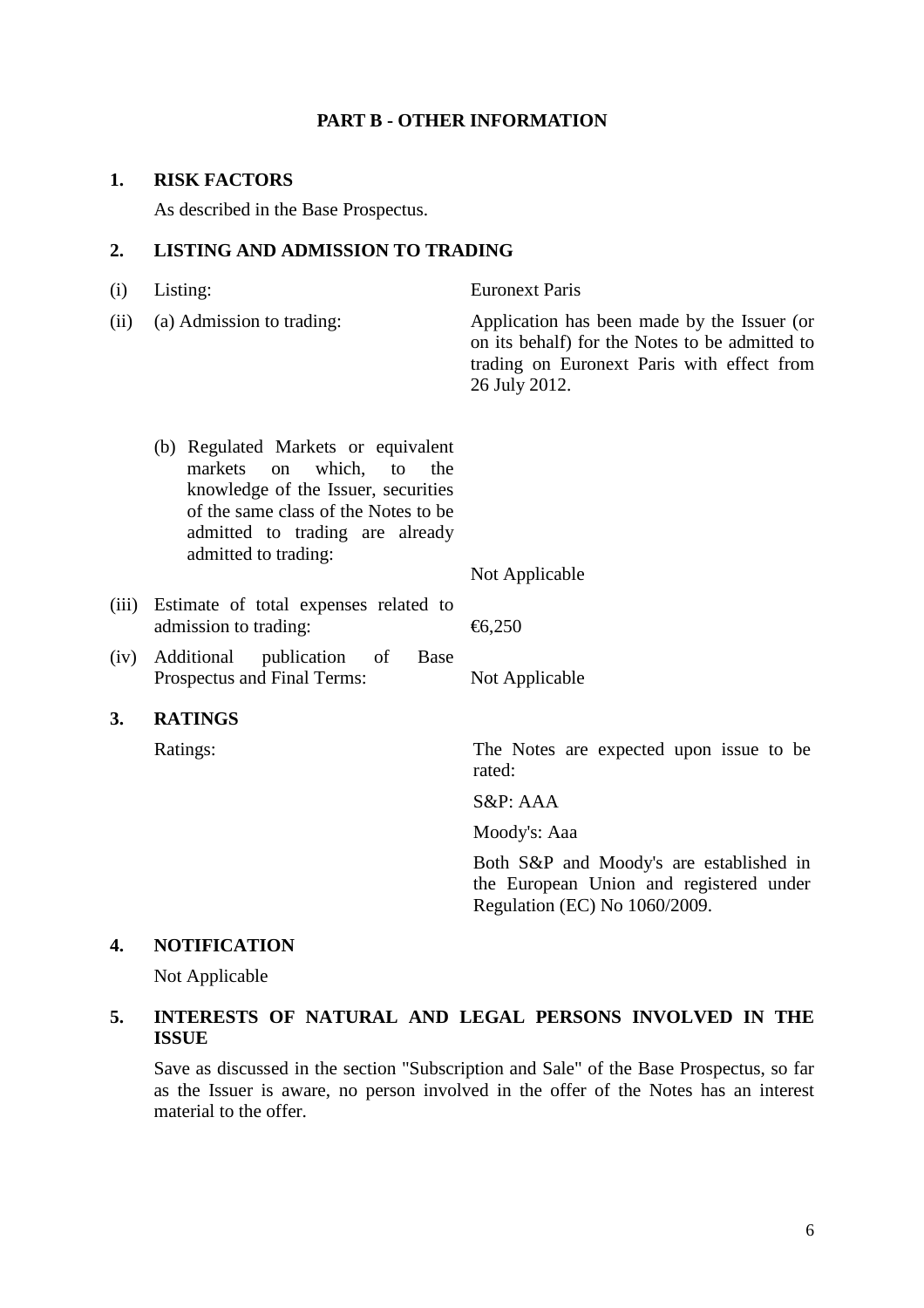## PART B - OTHER INFORMATION

### 1. RISK FACTORS

As described in the Base Prospectus.

### 2. LISTING AND ADMISSION TO TRADING

| | | |
|---|---|---|
| (i) | Listing: | Euronext Paris |
| (ii) | (a) Admission to trading: | Application has been made by the Issuer (or on its behalf) for the Notes to be admitted to trading on Euronext Paris with effect from 26 July 2012. |
| | (b) Regulated Markets or equivalent markets on which, to the knowledge of the Issuer, securities of the same class of the Notes to be admitted to trading are already admitted to trading: | Not Applicable |
| (iii) | Estimate of total expenses related to admission to trading: | €6,250 |
| (iv) | Additional publication of Base Prospectus and Final Terms: | Not Applicable |

### 3. RATINGS

| | |
|---|---|
| Ratings: | The Notes are expected upon issue to be rated:<br><br>S&P: AAA<br><br>Moody's: Aaa<br><br>Both S&P and Moody's are established in the European Union and registered under Regulation (EC) No 1060/2009. |

### 4. NOTIFICATION

Not Applicable

### 5. INTERESTS OF NATURAL AND LEGAL PERSONS INVOLVED IN THE ISSUE

Save as discussed in the section "Subscription and Sale" of the Base Prospectus, so far as the Issuer is aware, no person involved in the offer of the Notes has an interest material to the offer.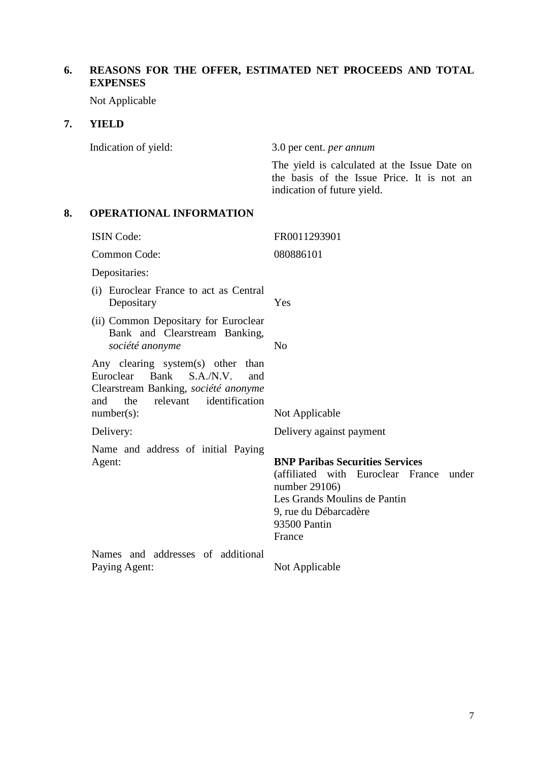## 6. REASONS FOR THE OFFER, ESTIMATED NET PROCEEDS AND TOTAL EXPENSES

Not Applicable

## 7. YIELD

| | |
|---|---|
| Indication of yield: | 3.0 per cent. *per annum* |
| | The yield is calculated at the Issue Date on the basis of the Issue Price. It is not an indication of future yield. |

## 8. OPERATIONAL INFORMATION

| | |
|---|---|
| ISIN Code: | FR0011293901 |
| Common Code: | 080886101 |
| Depositaries: | |
| (i) Euroclear France to act as Central Depositary | Yes |
| (ii) Common Depositary for Euroclear Bank and Clearstream Banking, *société anonyme* | No |
| Any clearing system(s) other than Euroclear Bank S.A./N.V. and Clearstream Banking, *société anonyme* and the relevant identification number(s): | Not Applicable |
| Delivery: | Delivery against payment |
| Name and address of initial Paying Agent: | **BNP Paribas Securities Services**<br>(affiliated with Euroclear France under number 29106)<br>Les Grands Moulins de Pantin<br>9, rue du Débarcadère<br>93500 Pantin<br>France |
| Names and addresses of additional Paying Agent: | Not Applicable |